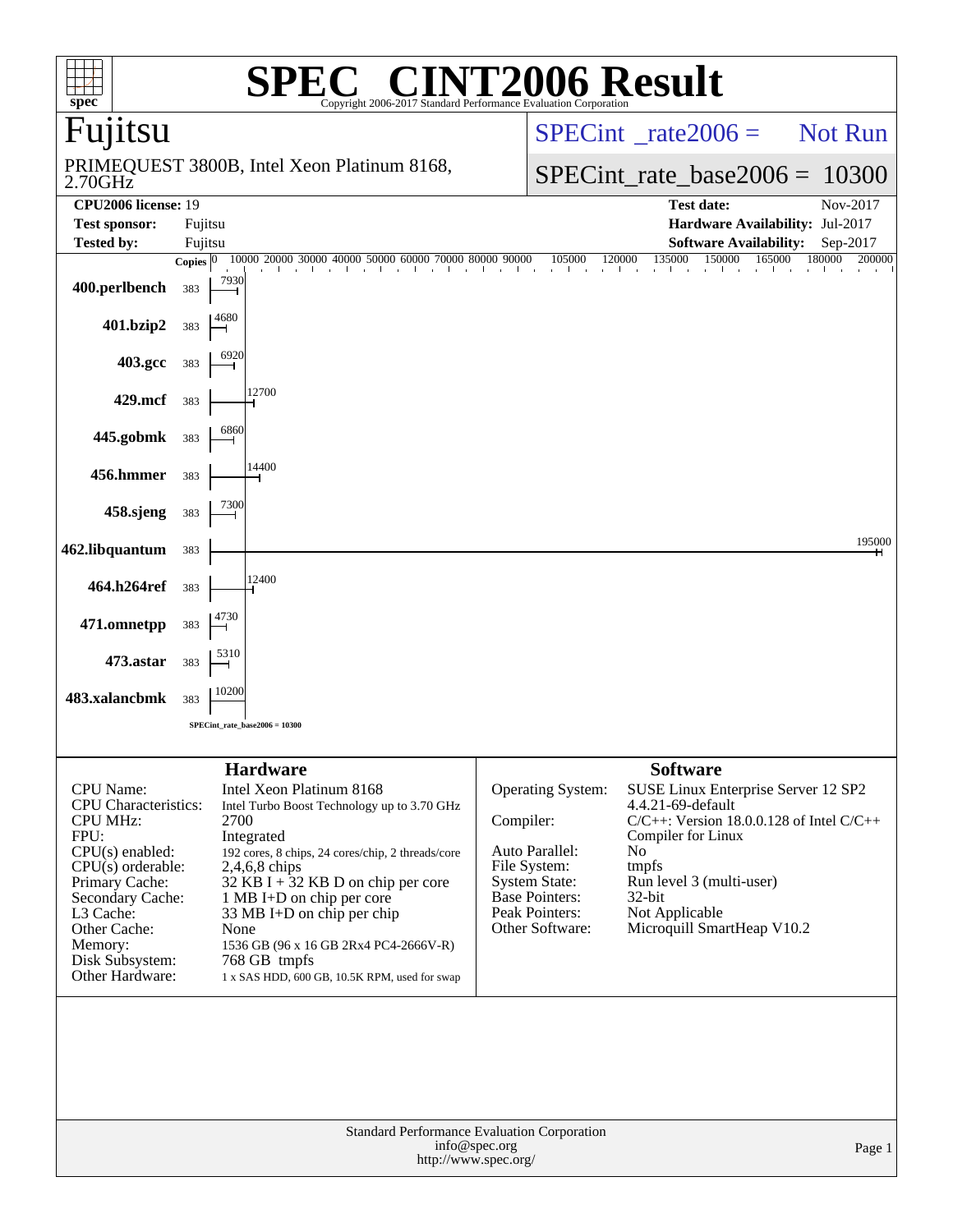# SPEC CINT2006 Result

Copyright 2006-2017 Standard Performance Evaluation Corporation

## Fujitsu

PRIMEQUEST 3800B, Intel Xeon Platinum 8168, 2.70GHz

SPECint_rate2006 = Not Run

SPECint_rate_base2006 = 10300

| | | | |
|---|---|---|---|
| **CPU2006 license:** | 19 | **Test date:** | Nov-2017 |
| **Test sponsor:** | Fujitsu | **Hardware Availability:** | Jul-2017 |
| **Tested by:** | Fujitsu | **Software Availability:** | Sep-2017 |

| Benchmark | Copies | Base Ratio |
|---|---|---|
| 400.perlbench | 383 | 7930 |
| 401.bzip2 | 383 | 4680 |
| 403.gcc | 383 | 6920 |
| 429.mcf | 383 | 12700 |
| 445.gobmk | 383 | 6860 |
| 456.hmmer | 383 | 14400 |
| 458.sjeng | 383 | 7300 |
| 462.libquantum | 383 | 195000 |
| 464.h264ref | 383 | 12400 |
| 471.omnetpp | 383 | 4730 |
| 473.astar | 383 | 5310 |
| 483.xalancbmk | 383 | 10200 |

SPECint_rate_base2006 = 10300

### Hardware

| | |
|---|---|
| CPU Name: | Intel Xeon Platinum 8168 |
| CPU Characteristics: | Intel Turbo Boost Technology up to 3.70 GHz |
| CPU MHz: | 2700 |
| FPU: | Integrated |
| CPU(s) enabled: | 192 cores, 8 chips, 24 cores/chip, 2 threads/core |
| CPU(s) orderable: | 2,4,6,8 chips |
| Primary Cache: | 32 KB I + 32 KB D on chip per core |
| Secondary Cache: | 1 MB I+D on chip per core |
| L3 Cache: | 33 MB I+D on chip per chip |
| Other Cache: | None |
| Memory: | 1536 GB (96 x 16 GB 2Rx4 PC4-2666V-R) |
| Disk Subsystem: | 768 GB tmpfs |
| Other Hardware: | 1 x SAS HDD, 600 GB, 10.5K RPM, used for swap |

### Software

| | |
|---|---|
| Operating System: | SUSE Linux Enterprise Server 12 SP2 4.4.21-69-default |
| Compiler: | C/C++: Version 18.0.0.128 of Intel C/C++ Compiler for Linux |
| Auto Parallel: | No |
| File System: | tmpfs |
| System State: | Run level 3 (multi-user) |
| Base Pointers: | 32-bit |
| Peak Pointers: | Not Applicable |
| Other Software: | Microquill SmartHeap V10.2 |

Standard Performance Evaluation Corporation
info@spec.org
http://www.spec.org/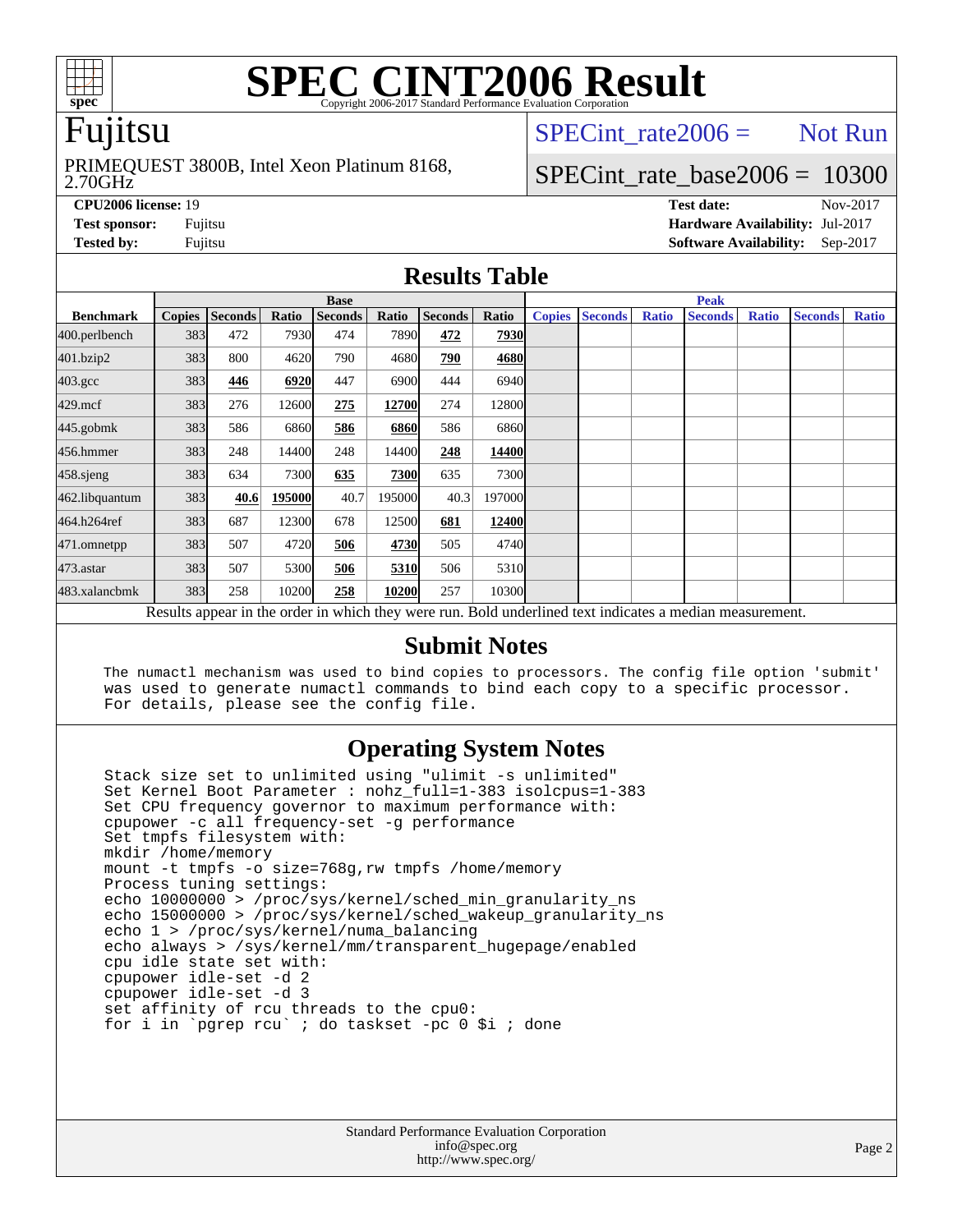# SPEC CINT2006 Result

Copyright 2006-2017 Standard Performance Evaluation Corporation

## Fujitsu

PRIMEQUEST 3800B, Intel Xeon Platinum 8168, 2.70GHz

SPECint_rate2006 = Not Run

SPECint_rate_base2006 = 10300

**CPU2006 license:** 19
**Test sponsor:** Fujitsu
**Tested by:** Fujitsu

**Test date:** Nov-2017
**Hardware Availability:** Jul-2017
**Software Availability:** Sep-2017

## Results Table

| Benchmark | Base | | | | | | | Peak | | | | | | |
|---|---|---|---|---|---|---|---|---|---|---|---|---|---|---|
| | Copies | Seconds | Ratio | Seconds | Ratio | Seconds | Ratio | Copies | Seconds | Ratio | Seconds | Ratio | Seconds | Ratio |
| 400.perlbench | 383 | 472 | 7930 | 474 | 7890 | **472** | **7930** | | | | | | | |
| 401.bzip2 | 383 | 800 | 4620 | 790 | 4680 | **790** | **4680** | | | | | | | |
| 403.gcc | 383 | **446** | **6920** | 447 | 6900 | 444 | 6940 | | | | | | | |
| 429.mcf | 383 | 276 | 12600 | **275** | **12700** | 274 | 12800 | | | | | | | |
| 445.gobmk | 383 | 586 | 6860 | **586** | **6860** | 586 | 6860 | | | | | | | |
| 456.hmmer | 383 | 248 | 14400 | 248 | 14400 | **248** | **14400** | | | | | | | |
| 458.sjeng | 383 | 634 | 7300 | **635** | **7300** | 635 | 7300 | | | | | | | |
| 462.libquantum | 383 | **40.6** | **195000** | 40.7 | 195000 | 40.3 | 197000 | | | | | | | |
| 464.h264ref | 383 | 687 | 12300 | 678 | 12500 | **681** | **12400** | | | | | | | |
| 471.omnetpp | 383 | 507 | 4720 | **506** | **4730** | 505 | 4740 | | | | | | | |
| 473.astar | 383 | 507 | 5300 | **506** | **5310** | 506 | 5310 | | | | | | | |
| 483.xalancbmk | 383 | 258 | 10200 | **258** | **10200** | 257 | 10300 | | | | | | | |

Results appear in the order in which they were run. Bold underlined text indicates a median measurement.

## Submit Notes

```
The numactl mechanism was used to bind copies to processors. The config file option 'submit'
was used to generate numactl commands to bind each copy to a specific processor.
For details, please see the config file.
```

## Operating System Notes

```
Stack size set to unlimited using "ulimit -s unlimited"
Set Kernel Boot Parameter : nohz_full=1-383 isolcpus=1-383
Set CPU frequency governor to maximum performance with:
cpupower -c all frequency-set -g performance
Set tmpfs filesystem with:
mkdir /home/memory
mount -t tmpfs -o size=768g,rw tmpfs /home/memory
Process tuning settings:
echo 10000000 > /proc/sys/kernel/sched_min_granularity_ns
echo 15000000 > /proc/sys/kernel/sched_wakeup_granularity_ns
echo 1 > /proc/sys/kernel/numa_balancing
echo always > /sys/kernel/mm/transparent_hugepage/enabled
cpu idle state set with:
cpupower idle-set -d 2
cpupower idle-set -d 3
set affinity of rcu threads to the cpu0:
for i in `pgrep rcu` ; do taskset -pc 0 $i ; done
```

Standard Performance Evaluation Corporation
info@spec.org
http://www.spec.org/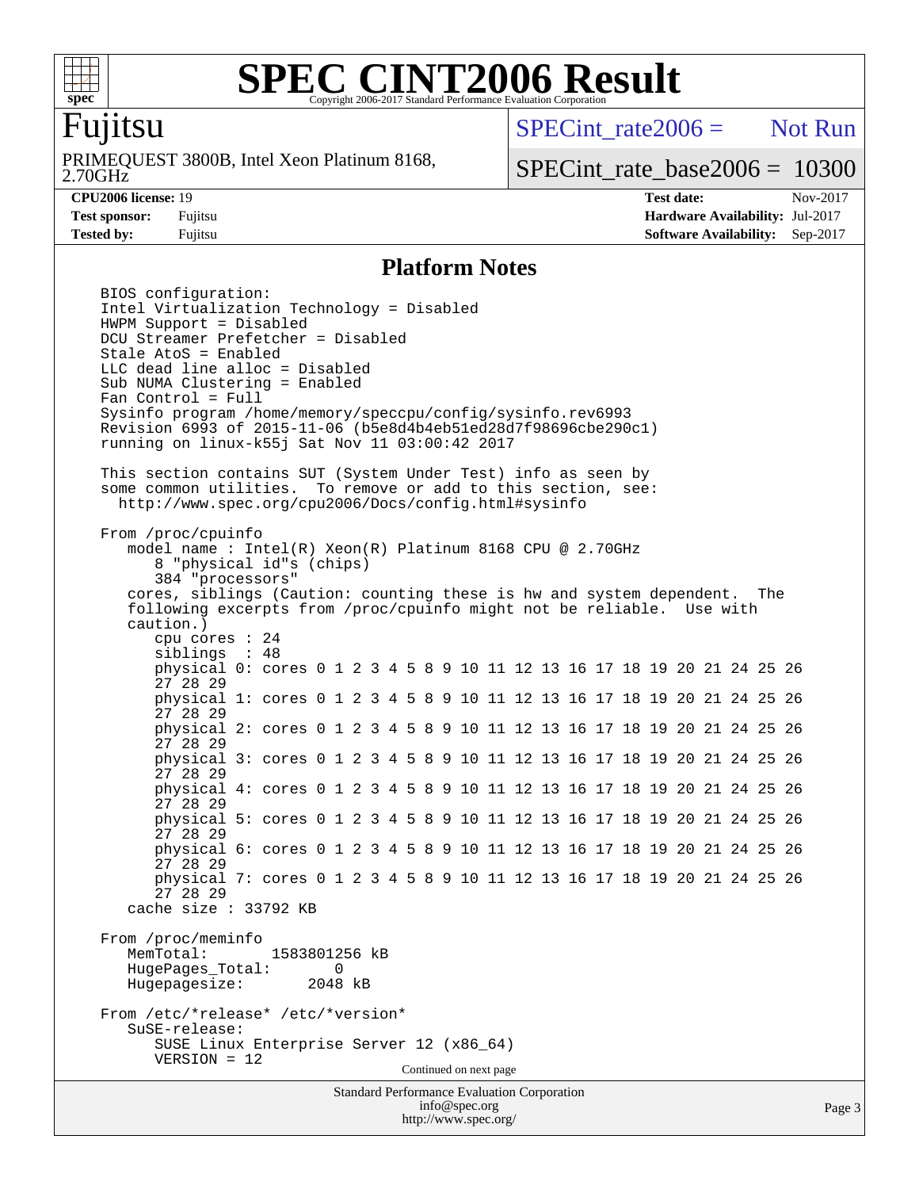# SPEC CINT2006 Result

Copyright 2006-2017 Standard Performance Evaluation Corporation

## Fujitsu

PRIMEQUEST 3800B, Intel Xeon Platinum 8168, 2.70GHz

SPECint_rate2006 = Not Run

SPECint_rate_base2006 = 10300

| | | | |
|---|---|---|---|
| **CPU2006 license:** 19 | | **Test date:** | Nov-2017 |
| **Test sponsor:** | Fujitsu | **Hardware Availability:** | Jul-2017 |
| **Tested by:** | Fujitsu | **Software Availability:** | Sep-2017 |

## Platform Notes

```
BIOS configuration:
Intel Virtualization Technology = Disabled
HWPM Support = Disabled
DCU Streamer Prefetcher = Disabled
Stale AtoS = Enabled
LLC dead line alloc = Disabled
Sub NUMA Clustering = Enabled
Fan Control = Full
Sysinfo program /home/memory/speccpu/config/sysinfo.rev6993
Revision 6993 of 2015-11-06 (b5e8d4b4eb51ed28d7f98696cbe290c1)
running on linux-k55j Sat Nov 11 03:00:42 2017

This section contains SUT (System Under Test) info as seen by
some common utilities.  To remove or add to this section, see:
  http://www.spec.org/cpu2006/Docs/config.html#sysinfo

From /proc/cpuinfo
   model name : Intel(R) Xeon(R) Platinum 8168 CPU @ 2.70GHz
      8 "physical id"s (chips)
      384 "processors"
   cores, siblings (Caution: counting these is hw and system dependent.  The
   following excerpts from /proc/cpuinfo might not be reliable.  Use with
   caution.)
      cpu cores : 24
      siblings  : 48
      physical 0: cores 0 1 2 3 4 5 8 9 10 11 12 13 16 17 18 19 20 21 24 25 26
      27 28 29
      physical 1: cores 0 1 2 3 4 5 8 9 10 11 12 13 16 17 18 19 20 21 24 25 26
      27 28 29
      physical 2: cores 0 1 2 3 4 5 8 9 10 11 12 13 16 17 18 19 20 21 24 25 26
      27 28 29
      physical 3: cores 0 1 2 3 4 5 8 9 10 11 12 13 16 17 18 19 20 21 24 25 26
      27 28 29
      physical 4: cores 0 1 2 3 4 5 8 9 10 11 12 13 16 17 18 19 20 21 24 25 26
      27 28 29
      physical 5: cores 0 1 2 3 4 5 8 9 10 11 12 13 16 17 18 19 20 21 24 25 26
      27 28 29
      physical 6: cores 0 1 2 3 4 5 8 9 10 11 12 13 16 17 18 19 20 21 24 25 26
      27 28 29
      physical 7: cores 0 1 2 3 4 5 8 9 10 11 12 13 16 17 18 19 20 21 24 25 26
      27 28 29
   cache size : 33792 KB

From /proc/meminfo
   MemTotal:       1583801256 kB
   HugePages_Total:        0
   Hugepagesize:        2048 kB

From /etc/*release* /etc/*version*
   SuSE-release:
      SUSE Linux Enterprise Server 12 (x86_64)
      VERSION = 12
```

Continued on next page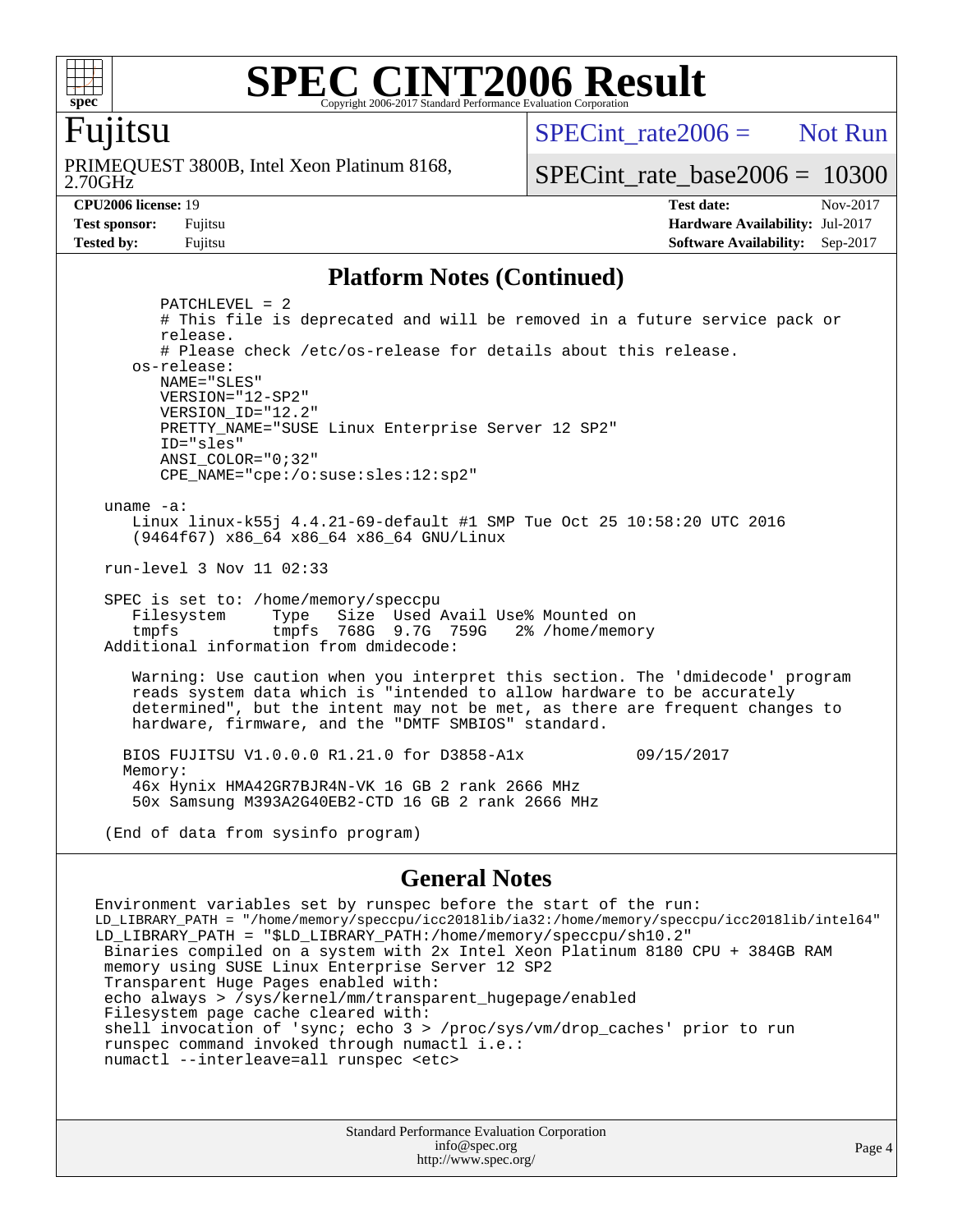## Platform Notes (Continued)

```
        PATCHLEVEL = 2
        # This file is deprecated and will be removed in a future service pack or
        release.
        # Please check /etc/os-release for details about this release.
     os-release:
        NAME="SLES"
        VERSION="12-SP2"
        VERSION_ID="12.2"
        PRETTY_NAME="SUSE Linux Enterprise Server 12 SP2"
        ID="sles"
        ANSI_COLOR="0;32"
        CPE_NAME="cpe:/o:suse:sles:12:sp2"

  uname -a:
     Linux linux-k55j 4.4.21-69-default #1 SMP Tue Oct 25 10:58:20 UTC 2016
     (9464f67) x86_64 x86_64 x86_64 GNU/Linux

  run-level 3 Nov 11 02:33

  SPEC is set to: /home/memory/speccpu
     Filesystem     Type   Size  Used Avail Use% Mounted on
     tmpfs          tmpfs  768G  9.7G  759G   2% /home/memory
  Additional information from dmidecode:

     Warning: Use caution when you interpret this section. The 'dmidecode' program
     reads system data which is "intended to allow hardware to be accurately
     determined", but the intent may not be met, as there are frequent changes to
     hardware, firmware, and the "DMTF SMBIOS" standard.

    BIOS FUJITSU V1.0.0.0 R1.21.0 for D3858-A1x           09/15/2017
    Memory:
     46x Hynix HMA42GR7BJR4N-VK 16 GB 2 rank 2666 MHz
     50x Samsung M393A2G40EB2-CTD 16 GB 2 rank 2666 MHz

  (End of data from sysinfo program)
```

## General Notes

```
Environment variables set by runspec before the start of the run:
LD_LIBRARY_PATH = "/home/memory/speccpu/icc2018lib/ia32:/home/memory/speccpu/icc2018lib/intel64"
LD_LIBRARY_PATH = "$LD_LIBRARY_PATH:/home/memory/speccpu/sh10.2"
 Binaries compiled on a system with 2x Intel Xeon Platinum 8180 CPU + 384GB RAM
 memory using SUSE Linux Enterprise Server 12 SP2
 Transparent Huge Pages enabled with:
 echo always > /sys/kernel/mm/transparent_hugepage/enabled
 Filesystem page cache cleared with:
 shell invocation of 'sync; echo 3 > /proc/sys/vm/drop_caches' prior to run
 runspec command invoked through numactl i.e.:
 numactl --interleave=all runspec <etc>
```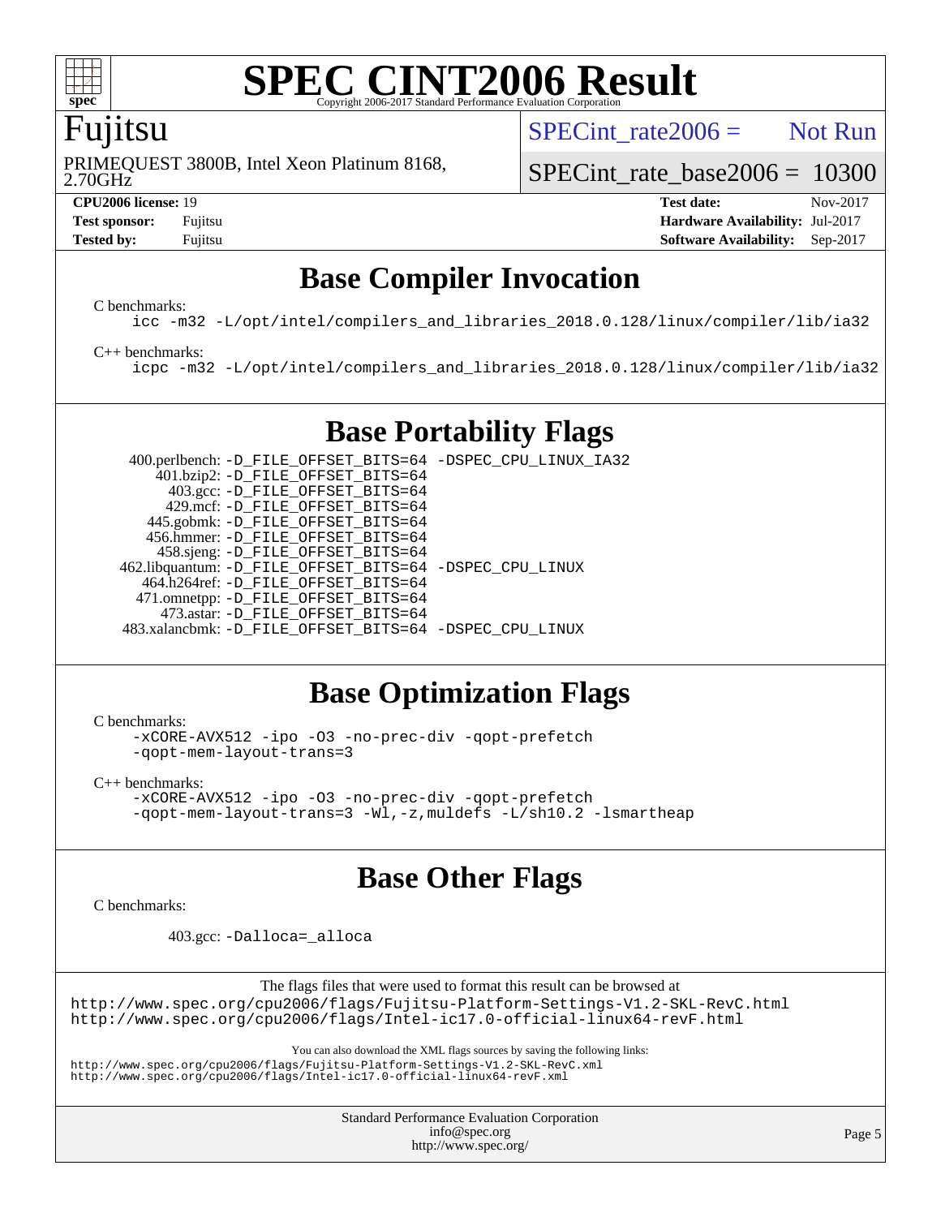# SPEC CINT2006 Result

Copyright 2006-2017 Standard Performance Evaluation Corporation

## Fujitsu

PRIMEQUEST 3800B, Intel Xeon Platinum 8168, 2.70GHz

SPECint_rate2006 = Not Run

SPECint_rate_base2006 = 10300

**CPU2006 license:** 19
**Test sponsor:** Fujitsu
**Tested by:** Fujitsu

**Test date:** Nov-2017
**Hardware Availability:** Jul-2017
**Software Availability:** Sep-2017

## Base Compiler Invocation

C benchmarks:

```
icc -m32 -L/opt/intel/compilers_and_libraries_2018.0.128/linux/compiler/lib/ia32
```

C++ benchmarks:

```
icpc -m32 -L/opt/intel/compilers_and_libraries_2018.0.128/linux/compiler/lib/ia32
```

## Base Portability Flags

400.perlbench: -D_FILE_OFFSET_BITS=64 -DSPEC_CPU_LINUX_IA32
401.bzip2: -D_FILE_OFFSET_BITS=64
403.gcc: -D_FILE_OFFSET_BITS=64
429.mcf: -D_FILE_OFFSET_BITS=64
445.gobmk: -D_FILE_OFFSET_BITS=64
456.hmmer: -D_FILE_OFFSET_BITS=64
458.sjeng: -D_FILE_OFFSET_BITS=64
462.libquantum: -D_FILE_OFFSET_BITS=64 -DSPEC_CPU_LINUX
464.h264ref: -D_FILE_OFFSET_BITS=64
471.omnetpp: -D_FILE_OFFSET_BITS=64
473.astar: -D_FILE_OFFSET_BITS=64
483.xalancbmk: -D_FILE_OFFSET_BITS=64 -DSPEC_CPU_LINUX

## Base Optimization Flags

C benchmarks:

```
-xCORE-AVX512 -ipo -O3 -no-prec-div -qopt-prefetch
-qopt-mem-layout-trans=3
```

C++ benchmarks:

```
-xCORE-AVX512 -ipo -O3 -no-prec-div -qopt-prefetch
-qopt-mem-layout-trans=3 -Wl,-z,muldefs -L/sh10.2 -lsmartheap
```

## Base Other Flags

C benchmarks:

403.gcc: -Dalloca=_alloca

The flags files that were used to format this result can be browsed at
http://www.spec.org/cpu2006/flags/Fujitsu-Platform-Settings-V1.2-SKL-RevC.html
http://www.spec.org/cpu2006/flags/Intel-ic17.0-official-linux64-revF.html

You can also download the XML flags sources by saving the following links:
http://www.spec.org/cpu2006/flags/Fujitsu-Platform-Settings-V1.2-SKL-RevC.xml
http://www.spec.org/cpu2006/flags/Intel-ic17.0-official-linux64-revF.xml

Standard Performance Evaluation Corporation
info@spec.org
http://www.spec.org/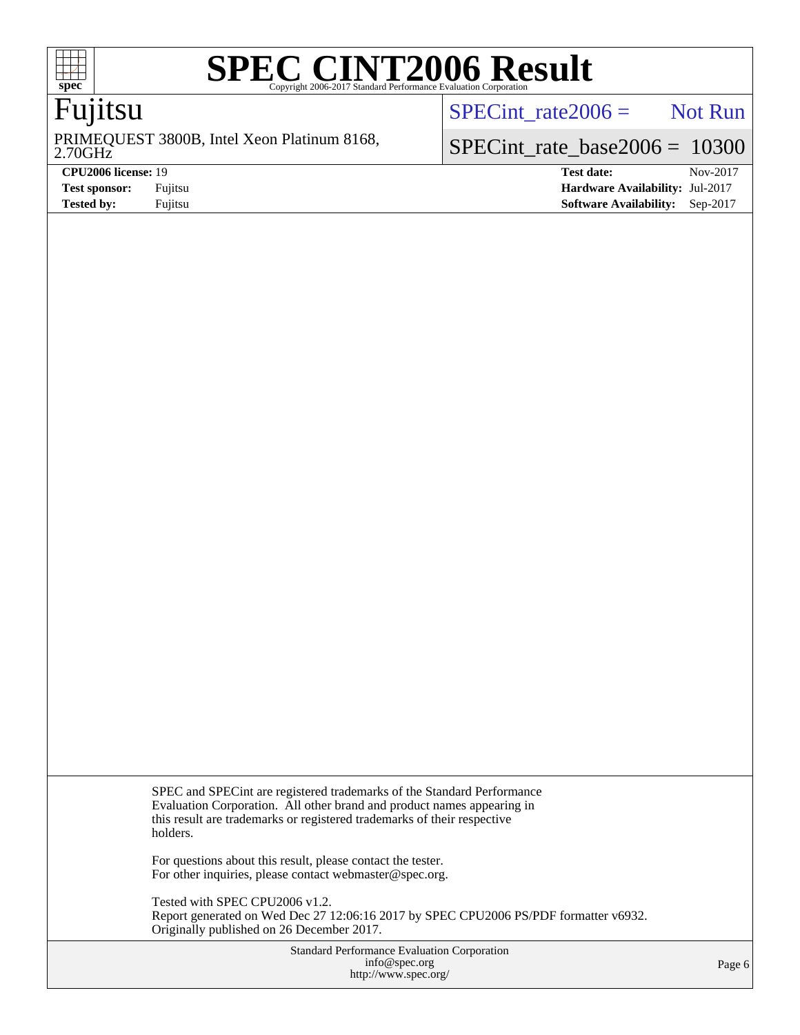SPEC and SPECint are registered trademarks of the Standard Performance Evaluation Corporation. All other brand and product names appearing in this result are trademarks or registered trademarks of their respective holders.

For questions about this result, please contact the tester.
For other inquiries, please contact webmaster@spec.org.

Tested with SPEC CPU2006 v1.2.
Report generated on Wed Dec 27 12:06:16 2017 by SPEC CPU2006 PS/PDF formatter v6932.
Originally published on 26 December 2017.